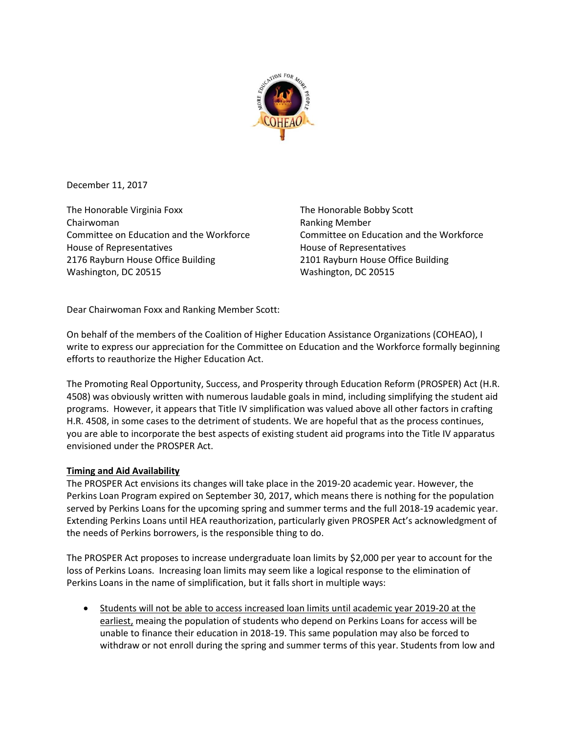December 11, 2017

The Honorable Virginia Foxx
Chairwoman
Committee on Education and the Workforce
House of Representatives
2176 Rayburn House Office Building
Washington, DC 20515

The Honorable Bobby Scott
Ranking Member
Committee on Education and the Workforce
House of Representatives
2101 Rayburn House Office Building
Washington, DC 20515

Dear Chairwoman Foxx and Ranking Member Scott:

On behalf of the members of the Coalition of Higher Education Assistance Organizations (COHEAO), I write to express our appreciation for the Committee on Education and the Workforce formally beginning efforts to reauthorize the Higher Education Act.

The Promoting Real Opportunity, Success, and Prosperity through Education Reform (PROSPER) Act (H.R. 4508) was obviously written with numerous laudable goals in mind, including simplifying the student aid programs. However, it appears that Title IV simplification was valued above all other factors in crafting H.R. 4508, in some cases to the detriment of students. We are hopeful that as the process continues, you are able to incorporate the best aspects of existing student aid programs into the Title IV apparatus envisioned under the PROSPER Act.

**Timing and Aid Availability**

The PROSPER Act envisions its changes will take place in the 2019-20 academic year. However, the Perkins Loan Program expired on September 30, 2017, which means there is nothing for the population served by Perkins Loans for the upcoming spring and summer terms and the full 2018-19 academic year. Extending Perkins Loans until HEA reauthorization, particularly given PROSPER Act's acknowledgment of the needs of Perkins borrowers, is the responsible thing to do.

The PROSPER Act proposes to increase undergraduate loan limits by $2,000 per year to account for the loss of Perkins Loans. Increasing loan limits may seem like a logical response to the elimination of Perkins Loans in the name of simplification, but it falls short in multiple ways:

- Students will not be able to access increased loan limits until academic year 2019-20 at the earliest, meaing the population of students who depend on Perkins Loans for access will be unable to finance their education in 2018-19. This same population may also be forced to withdraw or not enroll during the spring and summer terms of this year. Students from low and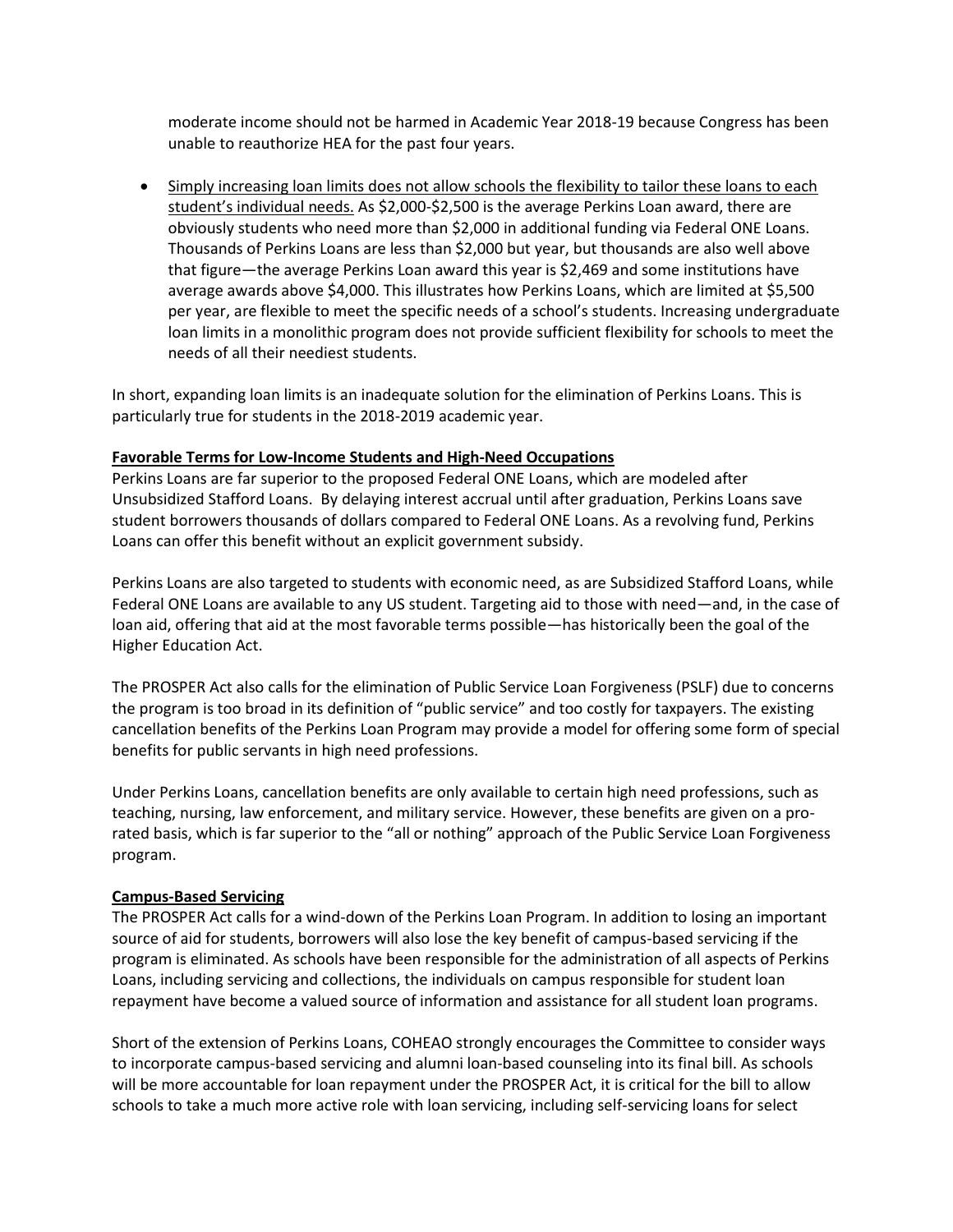moderate income should not be harmed in Academic Year 2018-19 because Congress has been unable to reauthorize HEA for the past four years.

- Simply increasing loan limits does not allow schools the flexibility to tailor these loans to each student's individual needs. As $2,000-$2,500 is the average Perkins Loan award, there are obviously students who need more than $2,000 in additional funding via Federal ONE Loans. Thousands of Perkins Loans are less than $2,000 but year, but thousands are also well above that figure—the average Perkins Loan award this year is $2,469 and some institutions have average awards above $4,000. This illustrates how Perkins Loans, which are limited at $5,500 per year, are flexible to meet the specific needs of a school's students. Increasing undergraduate loan limits in a monolithic program does not provide sufficient flexibility for schools to meet the needs of all their neediest students.

In short, expanding loan limits is an inadequate solution for the elimination of Perkins Loans. This is particularly true for students in the 2018-2019 academic year.

**Favorable Terms for Low-Income Students and High-Need Occupations**

Perkins Loans are far superior to the proposed Federal ONE Loans, which are modeled after Unsubsidized Stafford Loans. By delaying interest accrual until after graduation, Perkins Loans save student borrowers thousands of dollars compared to Federal ONE Loans. As a revolving fund, Perkins Loans can offer this benefit without an explicit government subsidy.

Perkins Loans are also targeted to students with economic need, as are Subsidized Stafford Loans, while Federal ONE Loans are available to any US student. Targeting aid to those with need—and, in the case of loan aid, offering that aid at the most favorable terms possible—has historically been the goal of the Higher Education Act.

The PROSPER Act also calls for the elimination of Public Service Loan Forgiveness (PSLF) due to concerns the program is too broad in its definition of "public service" and too costly for taxpayers. The existing cancellation benefits of the Perkins Loan Program may provide a model for offering some form of special benefits for public servants in high need professions.

Under Perkins Loans, cancellation benefits are only available to certain high need professions, such as teaching, nursing, law enforcement, and military service. However, these benefits are given on a pro-rated basis, which is far superior to the "all or nothing" approach of the Public Service Loan Forgiveness program.

**Campus-Based Servicing**

The PROSPER Act calls for a wind-down of the Perkins Loan Program. In addition to losing an important source of aid for students, borrowers will also lose the key benefit of campus-based servicing if the program is eliminated. As schools have been responsible for the administration of all aspects of Perkins Loans, including servicing and collections, the individuals on campus responsible for student loan repayment have become a valued source of information and assistance for all student loan programs.

Short of the extension of Perkins Loans, COHEAO strongly encourages the Committee to consider ways to incorporate campus-based servicing and alumni loan-based counseling into its final bill. As schools will be more accountable for loan repayment under the PROSPER Act, it is critical for the bill to allow schools to take a much more active role with loan servicing, including self-servicing loans for select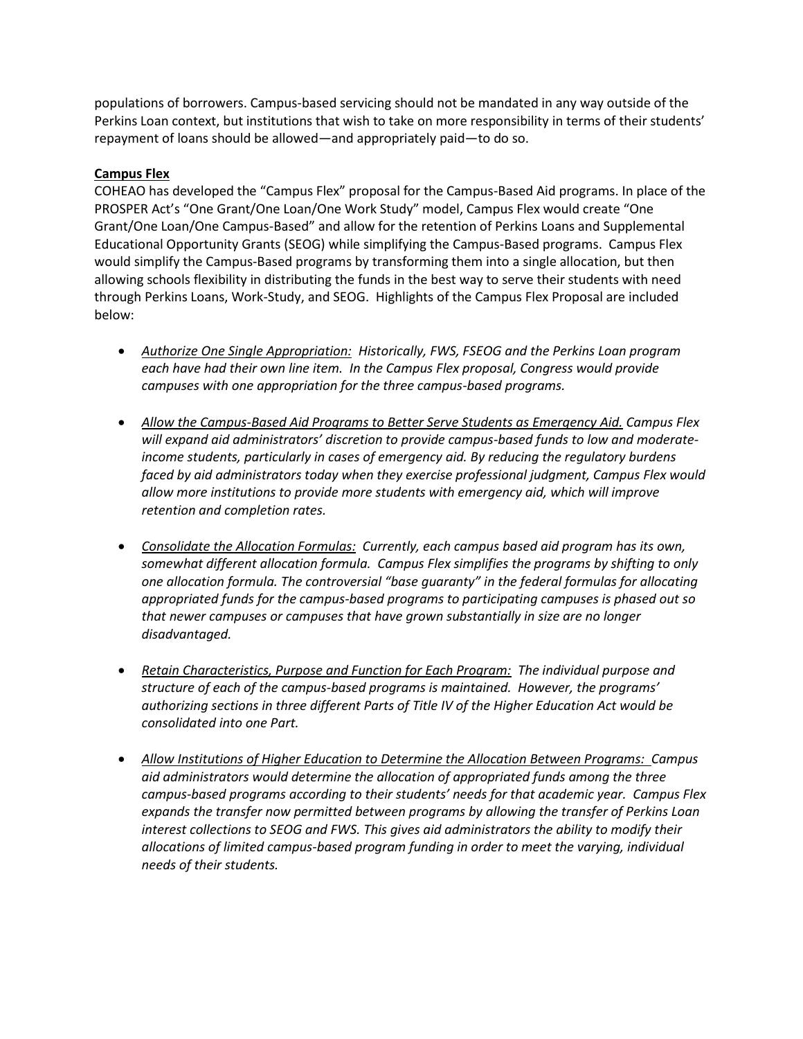populations of borrowers. Campus-based servicing should not be mandated in any way outside of the Perkins Loan context, but institutions that wish to take on more responsibility in terms of their students' repayment of loans should be allowed—and appropriately paid—to do so.

**Campus Flex**

COHEAO has developed the "Campus Flex" proposal for the Campus-Based Aid programs. In place of the PROSPER Act's "One Grant/One Loan/One Work Study" model, Campus Flex would create "One Grant/One Loan/One Campus-Based" and allow for the retention of Perkins Loans and Supplemental Educational Opportunity Grants (SEOG) while simplifying the Campus-Based programs. Campus Flex would simplify the Campus-Based programs by transforming them into a single allocation, but then allowing schools flexibility in distributing the funds in the best way to serve their students with need through Perkins Loans, Work-Study, and SEOG. Highlights of the Campus Flex Proposal are included below:

- *Authorize One Single Appropriation: Historically, FWS, FSEOG and the Perkins Loan program each have had their own line item. In the Campus Flex proposal, Congress would provide campuses with one appropriation for the three campus-based programs.*

- *Allow the Campus-Based Aid Programs to Better Serve Students as Emergency Aid. Campus Flex will expand aid administrators' discretion to provide campus-based funds to low and moderate-income students, particularly in cases of emergency aid. By reducing the regulatory burdens faced by aid administrators today when they exercise professional judgment, Campus Flex would allow more institutions to provide more students with emergency aid, which will improve retention and completion rates.*

- *Consolidate the Allocation Formulas: Currently, each campus based aid program has its own, somewhat different allocation formula. Campus Flex simplifies the programs by shifting to only one allocation formula. The controversial "base guaranty" in the federal formulas for allocating appropriated funds for the campus-based programs to participating campuses is phased out so that newer campuses or campuses that have grown substantially in size are no longer disadvantaged.*

- *Retain Characteristics, Purpose and Function for Each Program: The individual purpose and structure of each of the campus-based programs is maintained. However, the programs' authorizing sections in three different Parts of Title IV of the Higher Education Act would be consolidated into one Part.*

- *Allow Institutions of Higher Education to Determine the Allocation Between Programs: Campus aid administrators would determine the allocation of appropriated funds among the three campus-based programs according to their students' needs for that academic year. Campus Flex expands the transfer now permitted between programs by allowing the transfer of Perkins Loan interest collections to SEOG and FWS. This gives aid administrators the ability to modify their allocations of limited campus-based program funding in order to meet the varying, individual needs of their students.*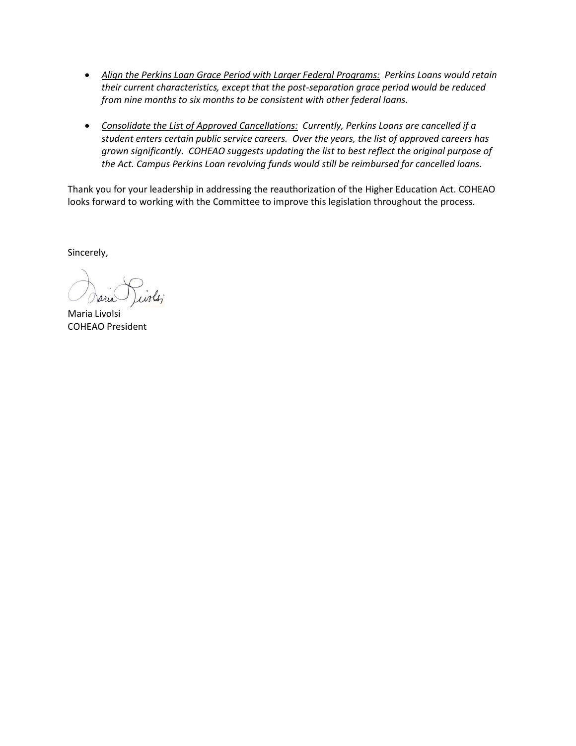- *<u>Align the Perkins Loan Grace Period with Larger Federal Programs:</u> Perkins Loans would retain their current characteristics, except that the post-separation grace period would be reduced from nine months to six months to be consistent with other federal loans.*

- *<u>Consolidate the List of Approved Cancellations:</u> Currently, Perkins Loans are cancelled if a student enters certain public service careers. Over the years, the list of approved careers has grown significantly. COHEAO suggests updating the list to best reflect the original purpose of the Act. Campus Perkins Loan revolving funds would still be reimbursed for cancelled loans.*

Thank you for your leadership in addressing the reauthorization of the Higher Education Act. COHEAO looks forward to working with the Committee to improve this legislation throughout the process.

Sincerely,

Maria Livolsi
COHEAO President